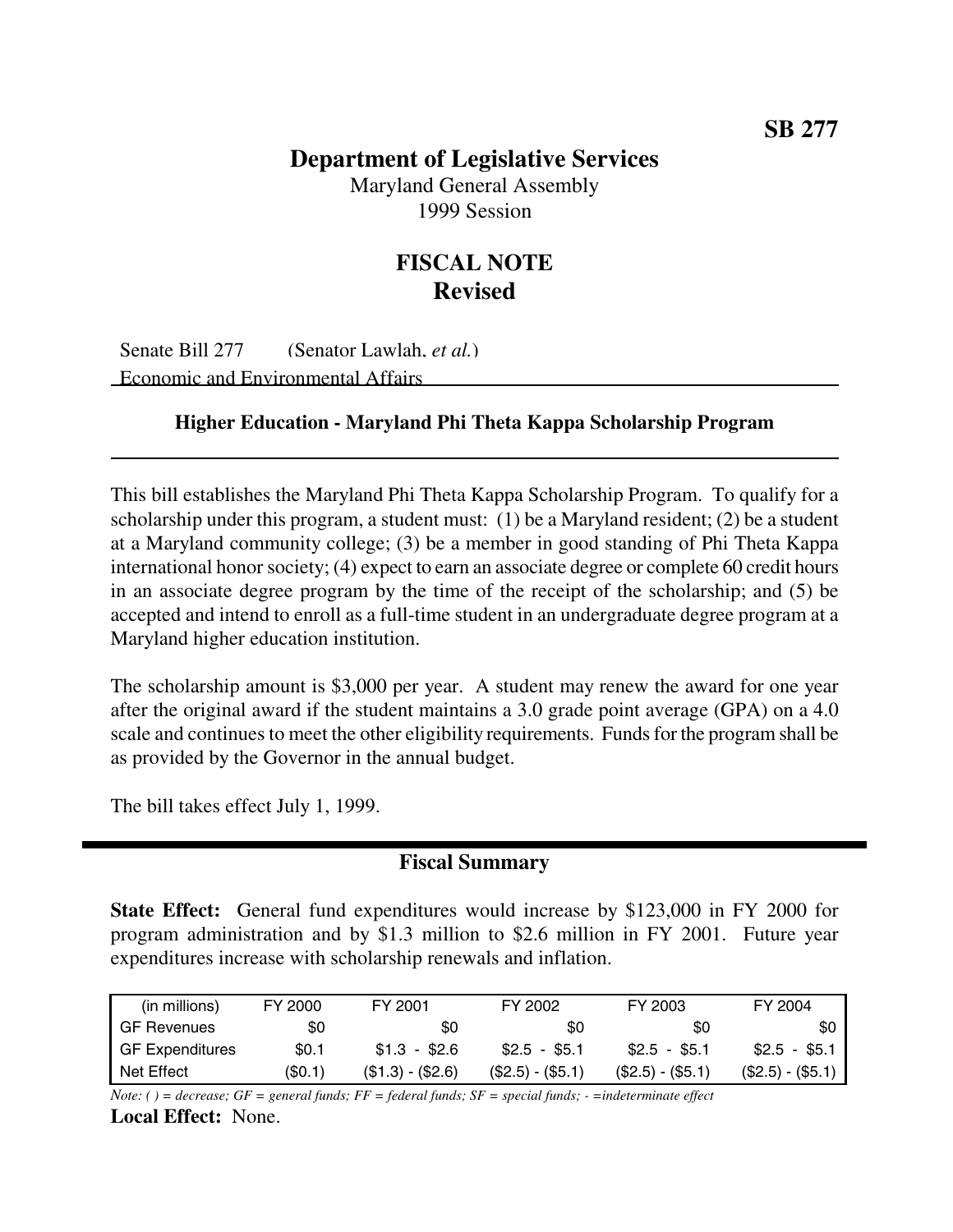**SB 277**

# Department of Legislative Services

Maryland General Assembly
1999 Session

## FISCAL NOTE
## Revised

Senate Bill 277 (Senator Lawlah, *et al.*)
Economic and Environmental Affairs

### Higher Education - Maryland Phi Theta Kappa Scholarship Program

This bill establishes the Maryland Phi Theta Kappa Scholarship Program. To qualify for a scholarship under this program, a student must: (1) be a Maryland resident; (2) be a student at a Maryland community college; (3) be a member in good standing of Phi Theta Kappa international honor society; (4) expect to earn an associate degree or complete 60 credit hours in an associate degree program by the time of the receipt of the scholarship; and (5) be accepted and intend to enroll as a full-time student in an undergraduate degree program at a Maryland higher education institution.

The scholarship amount is $3,000 per year. A student may renew the award for one year after the original award if the student maintains a 3.0 grade point average (GPA) on a 4.0 scale and continues to meet the other eligibility requirements. Funds for the program shall be as provided by the Governor in the annual budget.

The bill takes effect July 1, 1999.

## Fiscal Summary

**State Effect:** General fund expenditures would increase by $123,000 in FY 2000 for program administration and by $1.3 million to $2.6 million in FY 2001. Future year expenditures increase with scholarship renewals and inflation.

| (in millions) | FY 2000 | FY 2001 | FY 2002 | FY 2003 | FY 2004 |
|---|---|---|---|---|---|
| GF Revenues | $0 | $0 | $0 | $0 | $0 |
| GF Expenditures | $0.1 | $1.3 - $2.6 | $2.5 - $5.1 | $2.5 - $5.1 | $2.5 - $5.1 |
| Net Effect | ($0.1) | ($1.3) - ($2.6) | ($2.5) - ($5.1) | ($2.5) - ($5.1) | ($2.5) - ($5.1) |

*Note: ( ) = decrease; GF = general funds; FF = federal funds; SF = special funds; - =indeterminate effect*

**Local Effect:** None.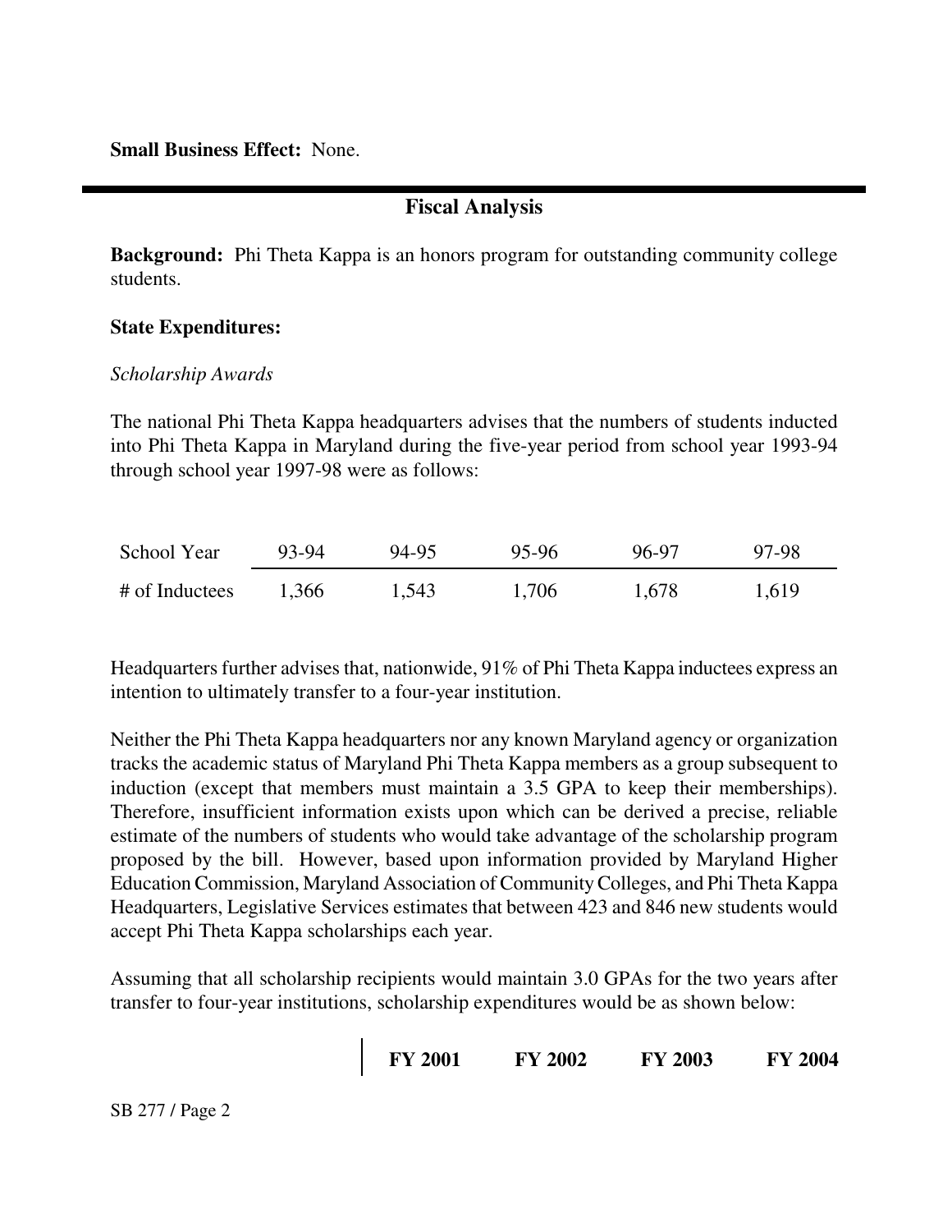**Small Business Effect:** None.

## Fiscal Analysis

**Background:** Phi Theta Kappa is an honors program for outstanding community college students.

**State Expenditures:**

*Scholarship Awards*

The national Phi Theta Kappa headquarters advises that the numbers of students inducted into Phi Theta Kappa in Maryland during the five-year period from school year 1993-94 through school year 1997-98 were as follows:

| School Year | 93-94 | 94-95 | 95-96 | 96-97 | 97-98 |
|---|---|---|---|---|---|
| # of Inductees | 1,366 | 1,543 | 1,706 | 1,678 | 1,619 |

Headquarters further advises that, nationwide, 91% of Phi Theta Kappa inductees express an intention to ultimately transfer to a four-year institution.

Neither the Phi Theta Kappa headquarters nor any known Maryland agency or organization tracks the academic status of Maryland Phi Theta Kappa members as a group subsequent to induction (except that members must maintain a 3.5 GPA to keep their memberships). Therefore, insufficient information exists upon which can be derived a precise, reliable estimate of the numbers of students who would take advantage of the scholarship program proposed by the bill. However, based upon information provided by Maryland Higher Education Commission, Maryland Association of Community Colleges, and Phi Theta Kappa Headquarters, Legislative Services estimates that between 423 and 846 new students would accept Phi Theta Kappa scholarships each year.

Assuming that all scholarship recipients would maintain 3.0 GPAs for the two years after transfer to four-year institutions, scholarship expenditures would be as shown below:

| | FY 2001 | FY 2002 | FY 2003 | FY 2004 |
|---|---|---|---|---|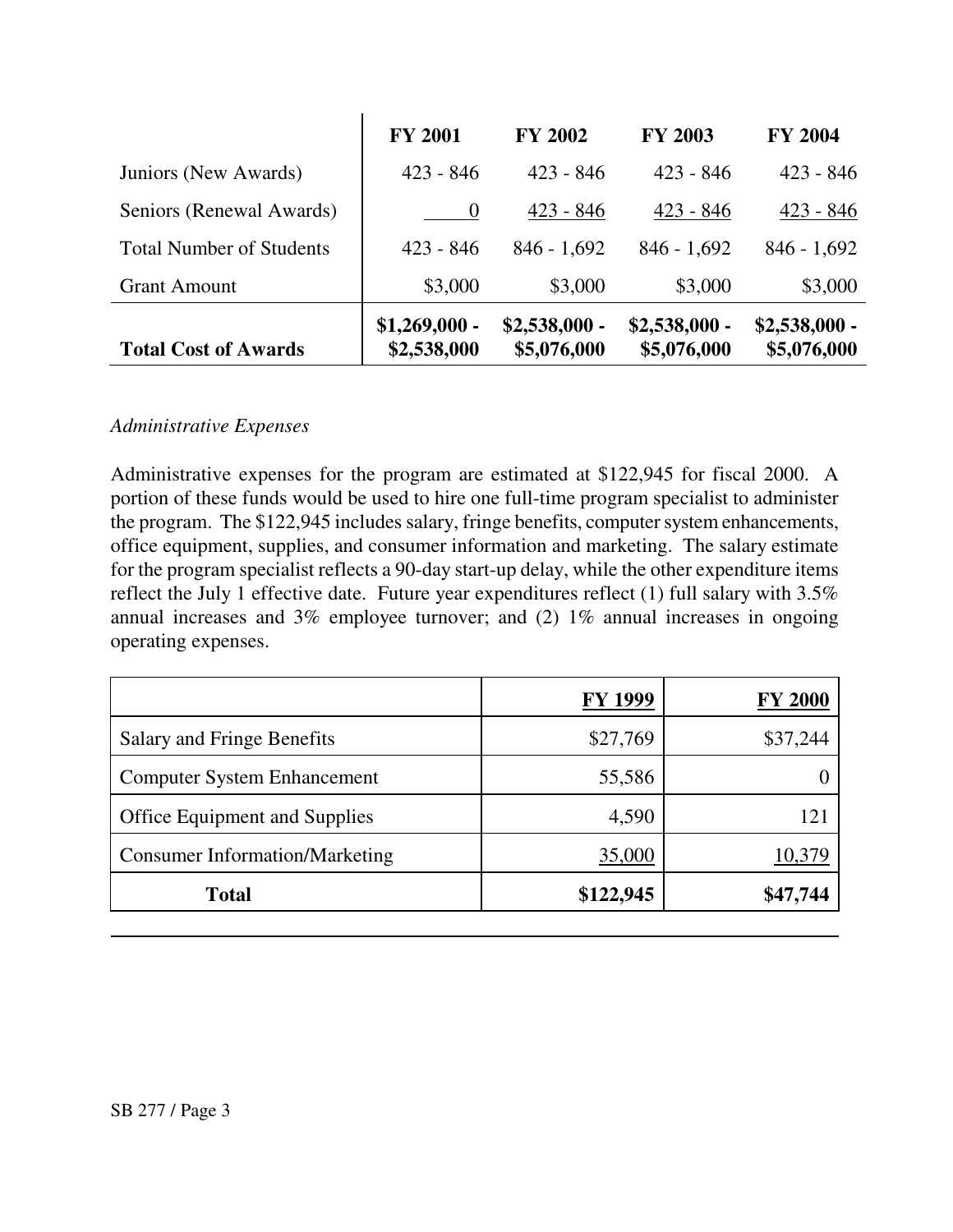| | FY 2001 | FY 2002 | FY 2003 | FY 2004 |
|---|---|---|---|---|
| Juniors (New Awards) | 423 - 846 | 423 - 846 | 423 - 846 | 423 - 846 |
| Seniors (Renewal Awards) | 0 | 423 - 846 | 423 - 846 | 423 - 846 |
| Total Number of Students | 423 - 846 | 846 - 1,692 | 846 - 1,692 | 846 - 1,692 |
| Grant Amount | $3,000 | $3,000 | $3,000 | $3,000 |
| **Total Cost of Awards** | **$1,269,000 - $2,538,000** | **$2,538,000 - $5,076,000** | **$2,538,000 - $5,076,000** | **$2,538,000 - $5,076,000** |

*Administrative Expenses*

Administrative expenses for the program are estimated at $122,945 for fiscal 2000. A portion of these funds would be used to hire one full-time program specialist to administer the program. The $122,945 includes salary, fringe benefits, computer system enhancements, office equipment, supplies, and consumer information and marketing. The salary estimate for the program specialist reflects a 90-day start-up delay, while the other expenditure items reflect the July 1 effective date. Future year expenditures reflect (1) full salary with 3.5% annual increases and 3% employee turnover; and (2) 1% annual increases in ongoing operating expenses.

| | FY 1999 | FY 2000 |
|---|---|---|
| Salary and Fringe Benefits | $27,769 | $37,244 |
| Computer System Enhancement | 55,586 | 0 |
| Office Equipment and Supplies | 4,590 | 121 |
| Consumer Information/Marketing | 35,000 | 10,379 |
| **Total** | **$122,945** | **$47,744** |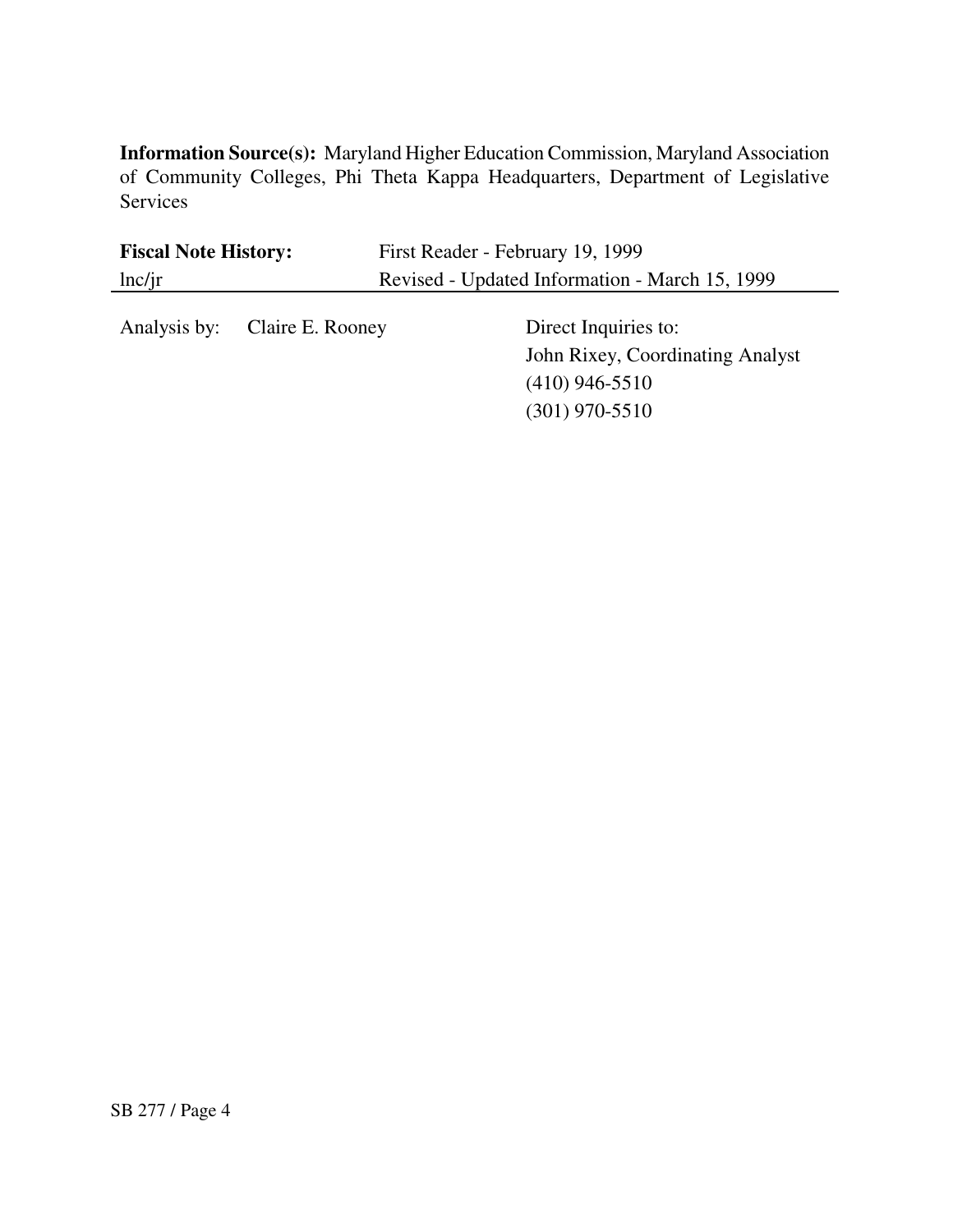**Information Source(s):** Maryland Higher Education Commission, Maryland Association of Community Colleges, Phi Theta Kappa Headquarters, Department of Legislative Services

| | |
|---|---|
| **Fiscal Note History:** | First Reader - February 19, 1999 |
| lnc/jr | Revised - Updated Information - March 15, 1999 |

Analysis by: Claire E. Rooney

Direct Inquiries to:
John Rixey, Coordinating Analyst
(410) 946-5510
(301) 970-5510